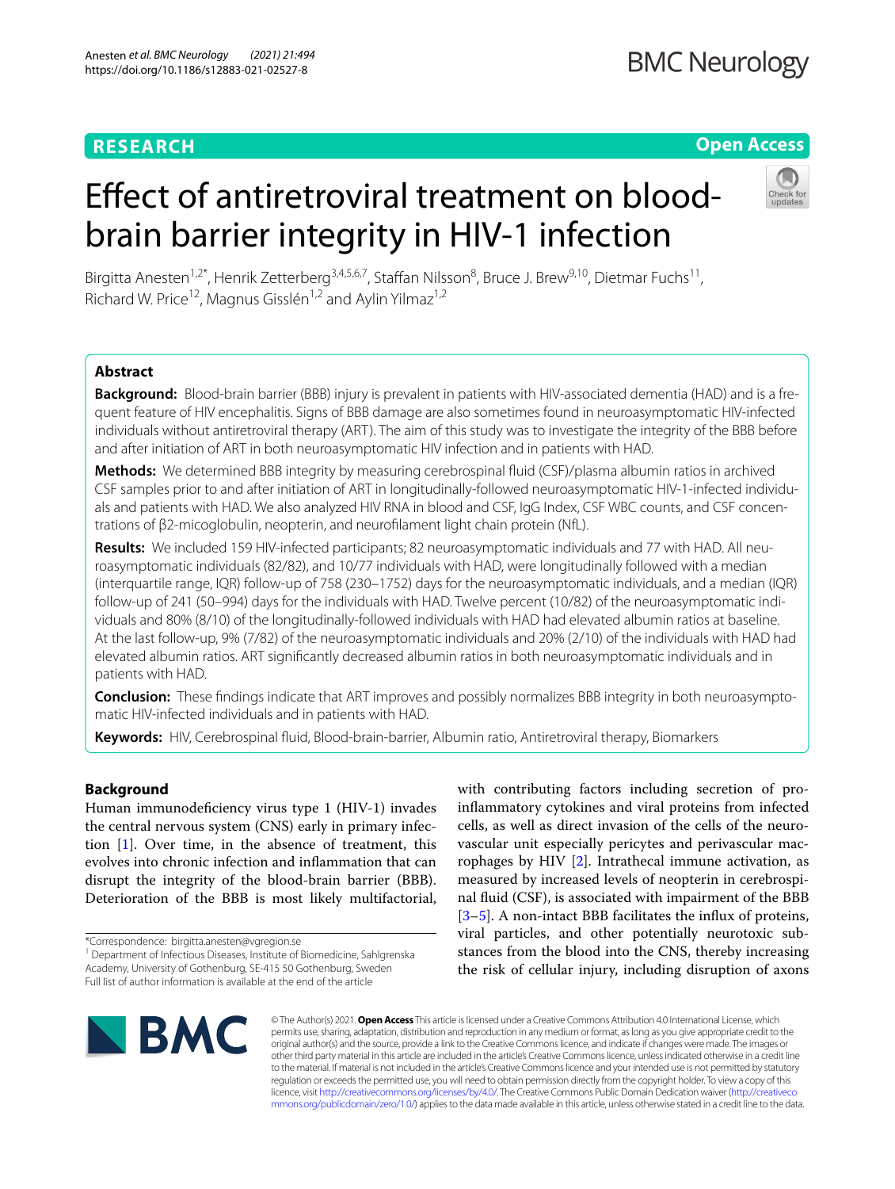**RESEARCH** **Open Access**

# Effect of antiretroviral treatment on blood-brain barrier integrity in HIV-1 infection

Birgitta Anesten[1,2*], Henrik Zetterberg[3,4,5,6,7], Staffan Nilsson[8], Bruce J. Brew[9,10], Dietmar Fuchs[11], Richard W. Price[12], Magnus Gisslén[1,2] and Aylin Yilmaz[1,2]

## Abstract

**Background:** Blood-brain barrier (BBB) injury is prevalent in patients with HIV-associated dementia (HAD) and is a frequent feature of HIV encephalitis. Signs of BBB damage are also sometimes found in neuroasymptomatic HIV-infected individuals without antiretroviral therapy (ART). The aim of this study was to investigate the integrity of the BBB before and after initiation of ART in both neuroasymptomatic HIV infection and in patients with HAD.

**Methods:** We determined BBB integrity by measuring cerebrospinal fluid (CSF)/plasma albumin ratios in archived CSF samples prior to and after initiation of ART in longitudinally-followed neuroasymptomatic HIV-1-infected individuals and patients with HAD. We also analyzed HIV RNA in blood and CSF, IgG Index, CSF WBC counts, and CSF concentrations of β2-micoglobulin, neopterin, and neurofilament light chain protein (NfL).

**Results:** We included 159 HIV-infected participants; 82 neuroasymptomatic individuals and 77 with HAD. All neuroasymptomatic individuals (82/82), and 10/77 individuals with HAD, were longitudinally followed with a median (interquartile range, IQR) follow-up of 758 (230–1752) days for the neuroasymptomatic individuals, and a median (IQR) follow-up of 241 (50–994) days for the individuals with HAD. Twelve percent (10/82) of the neuroasymptomatic individuals and 80% (8/10) of the longitudinally-followed individuals with HAD had elevated albumin ratios at baseline. At the last follow-up, 9% (7/82) of the neuroasymptomatic individuals and 20% (2/10) of the individuals with HAD had elevated albumin ratios. ART significantly decreased albumin ratios in both neuroasymptomatic individuals and in patients with HAD.

**Conclusion:** These findings indicate that ART improves and possibly normalizes BBB integrity in both neuroasymptomatic HIV-infected individuals and in patients with HAD.

**Keywords:** HIV, Cerebrospinal fluid, Blood-brain-barrier, Albumin ratio, Antiretroviral therapy, Biomarkers

## Background

Human immunodeficiency virus type 1 (HIV-1) invades the central nervous system (CNS) early in primary infection [1]. Over time, in the absence of treatment, this evolves into chronic infection and inflammation that can disrupt the integrity of the blood-brain barrier (BBB). Deterioration of the BBB is most likely multifactorial, with contributing factors including secretion of pro-inflammatory cytokines and viral proteins from infected cells, as well as direct invasion of the cells of the neurovascular unit especially pericytes and perivascular macrophages by HIV [2]. Intrathecal immune activation, as measured by increased levels of neopterin in cerebrospinal fluid (CSF), is associated with impairment of the BBB [3–5]. A non-intact BBB facilitates the influx of proteins, viral particles, and other potentially neurotoxic substances from the blood into the CNS, thereby increasing the risk of cellular injury, including disruption of axons

*Correspondence: birgitta.anesten@vgregion.se

[1] Department of Infectious Diseases, Institute of Biomedicine, Sahlgrenska Academy, University of Gothenburg, SE-415 50 Gothenburg, Sweden

Full list of author information is available at the end of the article

© The Author(s) 2021. **Open Access** This article is licensed under a Creative Commons Attribution 4.0 International License, which permits use, sharing, adaptation, distribution and reproduction in any medium or format, as long as you give appropriate credit to the original author(s) and the source, provide a link to the Creative Commons licence, and indicate if changes were made. The images or other third party material in this article are included in the article's Creative Commons licence, unless indicated otherwise in a credit line to the material. If material is not included in the article's Creative Commons licence and your intended use is not permitted by statutory regulation or exceeds the permitted use, you will need to obtain permission directly from the copyright holder. To view a copy of this licence, visit http://creativecommons.org/licenses/by/4.0/. The Creative Commons Public Domain Dedication waiver (http://creativecommons.org/publicdomain/zero/1.0/) applies to the data made available in this article, unless otherwise stated in a credit line to the data.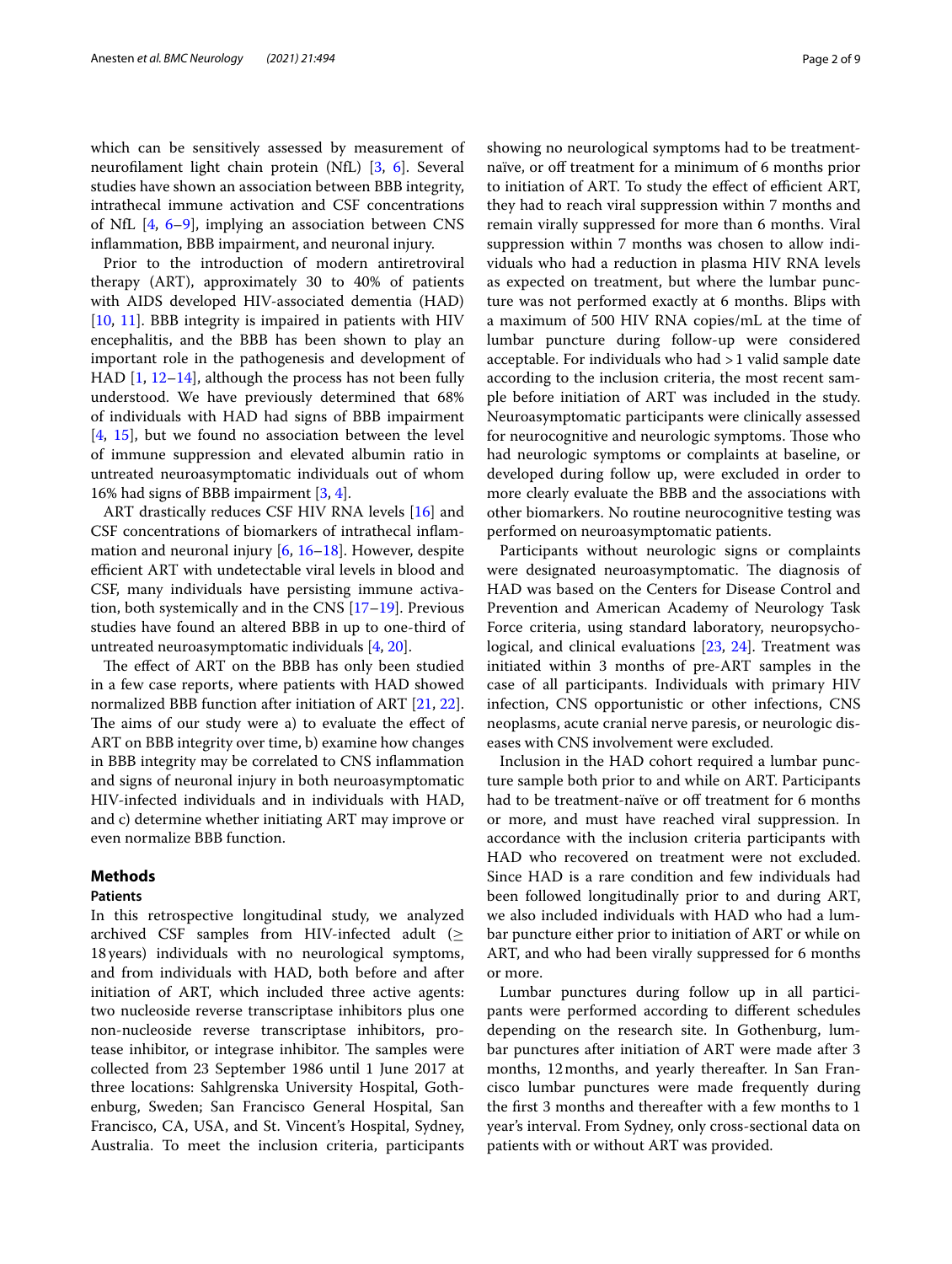which can be sensitively assessed by measurement of neurofilament light chain protein (NfL) [3, 6]. Several studies have shown an association between BBB integrity, intrathecal immune activation and CSF concentrations of NfL [4, 6–9], implying an association between CNS inflammation, BBB impairment, and neuronal injury.

Prior to the introduction of modern antiretroviral therapy (ART), approximately 30 to 40% of patients with AIDS developed HIV-associated dementia (HAD) [10, 11]. BBB integrity is impaired in patients with HIV encephalitis, and the BBB has been shown to play an important role in the pathogenesis and development of HAD [1, 12–14], although the process has not been fully understood. We have previously determined that 68% of individuals with HAD had signs of BBB impairment [4, 15], but we found no association between the level of immune suppression and elevated albumin ratio in untreated neuroasymptomatic individuals out of whom 16% had signs of BBB impairment [3, 4].

ART drastically reduces CSF HIV RNA levels [16] and CSF concentrations of biomarkers of intrathecal inflammation and neuronal injury [6, 16–18]. However, despite efficient ART with undetectable viral levels in blood and CSF, many individuals have persisting immune activation, both systemically and in the CNS [17–19]. Previous studies have found an altered BBB in up to one-third of untreated neuroasymptomatic individuals [4, 20].

The effect of ART on the BBB has only been studied in a few case reports, where patients with HAD showed normalized BBB function after initiation of ART [21, 22]. The aims of our study were a) to evaluate the effect of ART on BBB integrity over time, b) examine how changes in BBB integrity may be correlated to CNS inflammation and signs of neuronal injury in both neuroasymptomatic HIV-infected individuals and in individuals with HAD, and c) determine whether initiating ART may improve or even normalize BBB function.

## Methods

### Patients

In this retrospective longitudinal study, we analyzed archived CSF samples from HIV-infected adult (≥ 18 years) individuals with no neurological symptoms, and from individuals with HAD, both before and after initiation of ART, which included three active agents: two nucleoside reverse transcriptase inhibitors plus one non-nucleoside reverse transcriptase inhibitors, protease inhibitor, or integrase inhibitor. The samples were collected from 23 September 1986 until 1 June 2017 at three locations: Sahlgrenska University Hospital, Gothenburg, Sweden; San Francisco General Hospital, San Francisco, CA, USA, and St. Vincent's Hospital, Sydney, Australia. To meet the inclusion criteria, participants showing no neurological symptoms had to be treatment-naïve, or off treatment for a minimum of 6 months prior to initiation of ART. To study the effect of efficient ART, they had to reach viral suppression within 7 months and remain virally suppressed for more than 6 months. Viral suppression within 7 months was chosen to allow individuals who had a reduction in plasma HIV RNA levels as expected on treatment, but where the lumbar puncture was not performed exactly at 6 months. Blips with a maximum of 500 HIV RNA copies/mL at the time of lumbar puncture during follow-up were considered acceptable. For individuals who had >1 valid sample date according to the inclusion criteria, the most recent sample before initiation of ART was included in the study. Neuroasymptomatic participants were clinically assessed for neurocognitive and neurologic symptoms. Those who had neurologic symptoms or complaints at baseline, or developed during follow up, were excluded in order to more clearly evaluate the BBB and the associations with other biomarkers. No routine neurocognitive testing was performed on neuroasymptomatic patients.

Participants without neurologic signs or complaints were designated neuroasymptomatic. The diagnosis of HAD was based on the Centers for Disease Control and Prevention and American Academy of Neurology Task Force criteria, using standard laboratory, neuropsychological, and clinical evaluations [23, 24]. Treatment was initiated within 3 months of pre-ART samples in the case of all participants. Individuals with primary HIV infection, CNS opportunistic or other infections, CNS neoplasms, acute cranial nerve paresis, or neurologic diseases with CNS involvement were excluded.

Inclusion in the HAD cohort required a lumbar puncture sample both prior to and while on ART. Participants had to be treatment-naïve or off treatment for 6 months or more, and must have reached viral suppression. In accordance with the inclusion criteria participants with HAD who recovered on treatment were not excluded. Since HAD is a rare condition and few individuals had been followed longitudinally prior to and during ART, we also included individuals with HAD who had a lumbar puncture either prior to initiation of ART or while on ART, and who had been virally suppressed for 6 months or more.

Lumbar punctures during follow up in all participants were performed according to different schedules depending on the research site. In Gothenburg, lumbar punctures after initiation of ART were made after 3 months, 12 months, and yearly thereafter. In San Francisco lumbar punctures were made frequently during the first 3 months and thereafter with a few months to 1 year's interval. From Sydney, only cross-sectional data on patients with or without ART was provided.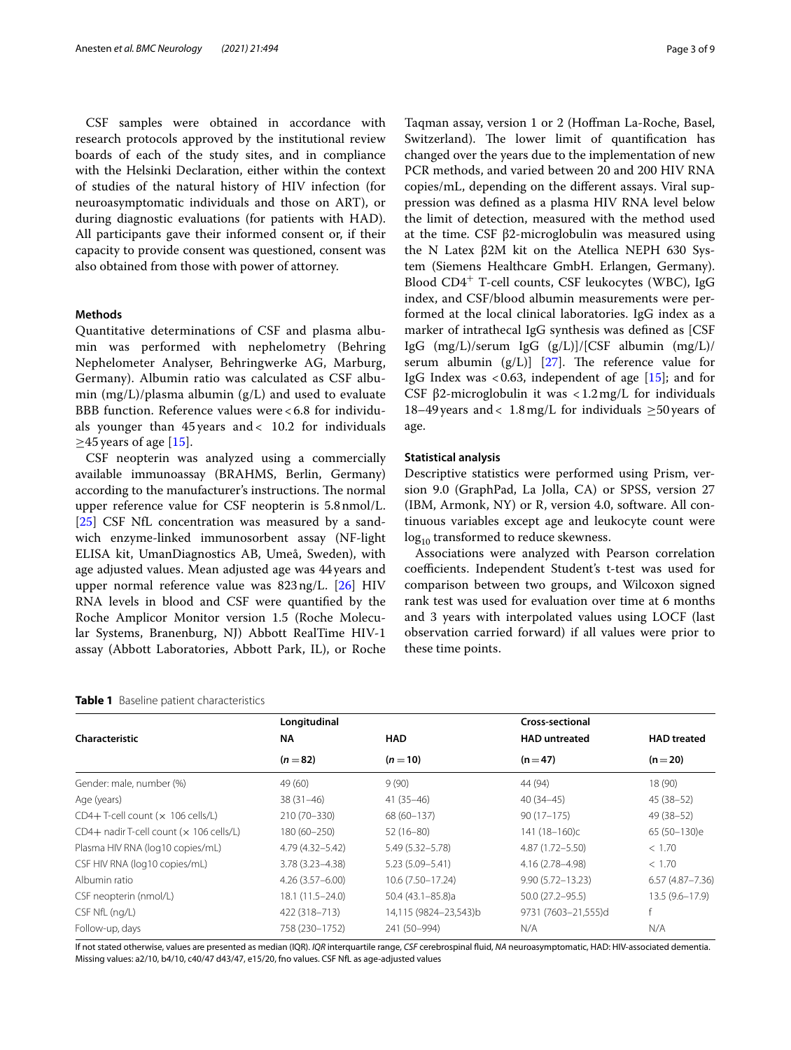CSF samples were obtained in accordance with research protocols approved by the institutional review boards of each of the study sites, and in compliance with the Helsinki Declaration, either within the context of studies of the natural history of HIV infection (for neuroasymptomatic individuals and those on ART), or during diagnostic evaluations (for patients with HAD). All participants gave their informed consent or, if their capacity to provide consent was questioned, consent was also obtained from those with power of attorney.

### Methods

Quantitative determinations of CSF and plasma albumin was performed with nephelometry (Behring Nephelometer Analyser, Behringwerke AG, Marburg, Germany). Albumin ratio was calculated as CSF albumin (mg/L)/plasma albumin (g/L) and used to evaluate BBB function. Reference values were < 6.8 for individuals younger than 45 years and < 10.2 for individuals ≥45 years of age [15].

CSF neopterin was analyzed using a commercially available immunoassay (BRAHMS, Berlin, Germany) according to the manufacturer's instructions. The normal upper reference value for CSF neopterin is 5.8 nmol/L. [25] CSF NfL concentration was measured by a sandwich enzyme-linked immunosorbent assay (NF-light ELISA kit, UmanDiagnostics AB, Umeå, Sweden), with age adjusted values. Mean adjusted age was 44 years and upper normal reference value was 823 ng/L. [26] HIV RNA levels in blood and CSF were quantified by the Roche Amplicor Monitor version 1.5 (Roche Molecular Systems, Branenburg, NJ) Abbott RealTime HIV-1 assay (Abbott Laboratories, Abbott Park, IL), or Roche Taqman assay, version 1 or 2 (Hoffman La-Roche, Basel, Switzerland). The lower limit of quantification has changed over the years due to the implementation of new PCR methods, and varied between 20 and 200 HIV RNA copies/mL, depending on the different assays. Viral suppression was defined as a plasma HIV RNA level below the limit of detection, measured with the method used at the time. CSF β2-microglobulin was measured using the N Latex β2M kit on the Atellica NEPH 630 System (Siemens Healthcare GmbH. Erlangen, Germany). Blood $CD4^+$ T-cell counts, CSF leukocytes (WBC), IgG index, and CSF/blood albumin measurements were performed at the local clinical laboratories. IgG index as a marker of intrathecal IgG synthesis was defined as [CSF IgG (mg/L)/serum IgG (g/L)]/[CSF albumin (mg/L)/serum albumin (g/L)] [27]. The reference value for IgG Index was < 0.63, independent of age [15]; and for CSF β2-microglobulin it was < 1.2 mg/L for individuals 18–49 years and < 1.8 mg/L for individuals ≥50 years of age.

### Statistical analysis

Descriptive statistics were performed using Prism, version 9.0 (GraphPad, La Jolla, CA) or SPSS, version 27 (IBM, Armonk, NY) or R, version 4.0, software. All continuous variables except age and leukocyte count were $\log_{10}$ transformed to reduce skewness.

Associations were analyzed with Pearson correlation coefficients. Independent Student's t-test was used for comparison between two groups, and Wilcoxon signed rank test was used for evaluation over time at 6 months and 3 years with interpolated values using LOCF (last observation carried forward) if all values were prior to these time points.

**Table 1** Baseline patient characteristics

| Characteristic | Longitudinal | | Cross-sectional | |
|---|---|---|---|---|
| | **NA** | **HAD** | **HAD untreated** | **HAD treated** |
| | **(n = 82)** | **(n = 10)** | **(n = 47)** | **(n = 20)** |
| Gender: male, number (%) | 49 (60) | 9 (90) | 44 (94) | 18 (90) |
| Age (years) | 38 (31–46) | 41 (35–46) | 40 (34–45) | 45 (38–52) |
| CD4+ T-cell count (× 106 cells/L) | 210 (70–330) | 68 (60–137) | 90 (17–175) | 49 (38–52) |
| CD4+ nadir T-cell count (× 106 cells/L) | 180 (60–250) | 52 (16–80) | 141 (18–160)c | 65 (50–130)e |
| Plasma HIV RNA (log10 copies/mL) | 4.79 (4.32–5.42) | 5.49 (5.32–5.78) | 4.87 (1.72–5.50) | < 1.70 |
| CSF HIV RNA (log10 copies/mL) | 3.78 (3.23–4.38) | 5.23 (5.09–5.41) | 4.16 (2.78–4.98) | < 1.70 |
| Albumin ratio | 4.26 (3.57–6.00) | 10.6 (7.50–17.24) | 9.90 (5.72–13.23) | 6.57 (4.87–7.36) |
| CSF neopterin (nmol/L) | 18.1 (11.5–24.0) | 50.4 (43.1–85.8)a | 50.0 (27.2–95.5) | 13.5 (9.6–17.9) |
| CSF NfL (ng/L) | 422 (318–713) | 14,115 (9824–23,543)b | 9731 (7603–21,555)d | f |
| Follow-up, days | 758 (230–1752) | 241 (50–994) | N/A | N/A |

If not stated otherwise, values are presented as median (IQR). *IQR* interquartile range, *CSF* cerebrospinal fluid, *NA* neuroasymptomatic, HAD: HIV-associated dementia. Missing values: a2/10, b4/10, c40/47 d43/47, e15/20, fno values. CSF NfL as age-adjusted values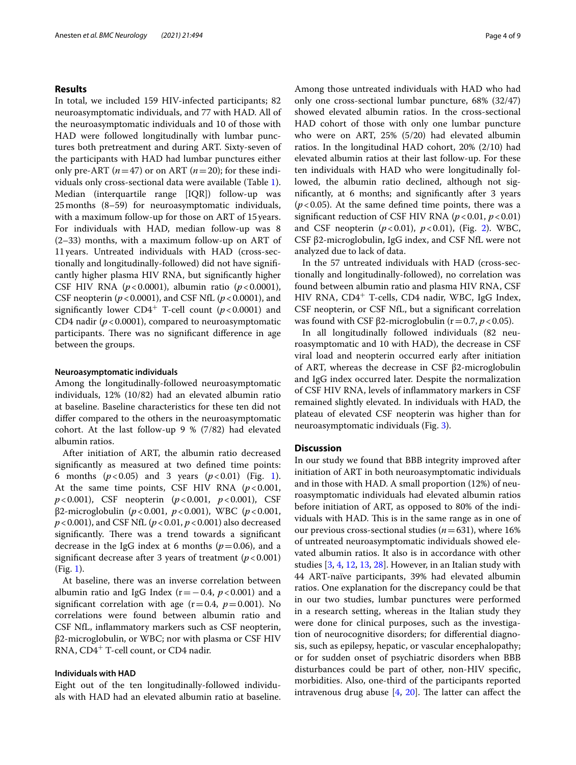## Results

In total, we included 159 HIV-infected participants; 82 neuroasymptomatic individuals, and 77 with HAD. All of the neuroasymptomatic individuals and 10 of those with HAD were followed longitudinally with lumbar punctures both pretreatment and during ART. Sixty-seven of the participants with HAD had lumbar punctures either only pre-ART ($n=47$) or on ART ($n=20$); for these individuals only cross-sectional data were available (Table 1). Median (interquartile range [IQR]) follow-up was 25 months (8–59) for neuroasymptomatic individuals, with a maximum follow-up for those on ART of 15 years. For individuals with HAD, median follow-up was 8 (2–33) months, with a maximum follow-up on ART of 11 years. Untreated individuals with HAD (cross-sectionally and longitudinally-followed) did not have significantly higher plasma HIV RNA, but significantly higher CSF HIV RNA ($p<0.0001$), albumin ratio ($p<0.0001$), CSF neopterin ($p<0.0001$), and CSF NfL ($p<0.0001$), and significantly lower $CD4^+$ T-cell count ($p<0.0001$) and CD4 nadir ($p<0.0001$), compared to neuroasymptomatic participants. There was no significant difference in age between the groups.

### Neuroasymptomatic individuals

Among the longitudinally-followed neuroasymptomatic individuals, 12% (10/82) had an elevated albumin ratio at baseline. Baseline characteristics for these ten did not differ compared to the others in the neuroasymptomatic cohort. At the last follow-up 9 % (7/82) had elevated albumin ratios.

After initiation of ART, the albumin ratio decreased significantly as measured at two defined time points: 6 months ($p<0.05$) and 3 years ($p<0.01$) (Fig. 1). At the same time points, CSF HIV RNA ($p<0.001$, $p<0.001$), CSF neopterin ($p<0.001$, $p<0.001$), CSF β2-microglobulin ($p<0.001$, $p<0.001$), WBC ($p<0.001$, $p<0.001$), and CSF NfL ($p<0.01$, $p<0.001$) also decreased significantly. There was a trend towards a significant decrease in the IgG index at 6 months ($p=0.06$), and a significant decrease after 3 years of treatment ($p<0.001$) (Fig. 1).

At baseline, there was an inverse correlation between albumin ratio and IgG Index ($r=-0.4$, $p<0.001$) and a significant correlation with age ($r=0.4$, $p=0.001$). No correlations were found between albumin ratio and CSF NfL, inflammatory markers such as CSF neopterin, β2-microglobulin, or WBC; nor with plasma or CSF HIV RNA, $CD4^+$ T-cell count, or CD4 nadir.

### Individuals with HAD

Eight out of the ten longitudinally-followed individuals with HAD had an elevated albumin ratio at baseline. Among those untreated individuals with HAD who had only one cross-sectional lumbar puncture, 68% (32/47) showed elevated albumin ratios. In the cross-sectional HAD cohort of those with only one lumbar puncture who were on ART, 25% (5/20) had elevated albumin ratios. In the longitudinal HAD cohort, 20% (2/10) had elevated albumin ratios at their last follow-up. For these ten individuals with HAD who were longitudinally followed, the albumin ratio declined, although not significantly, at 6 months; and significantly after 3 years ($p<0.05$). At the same defined time points, there was a significant reduction of CSF HIV RNA ($p<0.01$, $p<0.01$) and CSF neopterin ($p<0.01$), $p<0.01$), (Fig. 2). WBC, CSF β2-microglobulin, IgG index, and CSF NfL were not analyzed due to lack of data.

In the 57 untreated individuals with HAD (cross-sectionally and longitudinally-followed), no correlation was found between albumin ratio and plasma HIV RNA, CSF HIV RNA, $CD4^+$ T-cells, CD4 nadir, WBC, IgG Index, CSF neopterin, or CSF NfL, but a significant correlation was found with CSF β2-microglobulin ($r=0.7$, $p<0.05$).

In all longitudinally followed individuals (82 neuroasymptomatic and 10 with HAD), the decrease in CSF viral load and neopterin occurred early after initiation of ART, whereas the decrease in CSF β2-microglobulin and IgG index occurred later. Despite the normalization of CSF HIV RNA, levels of inflammatory markers in CSF remained slightly elevated. In individuals with HAD, the plateau of elevated CSF neopterin was higher than for neuroasymptomatic individuals (Fig. 3).

## Discussion

In our study we found that BBB integrity improved after initiation of ART in both neuroasymptomatic individuals and in those with HAD. A small proportion (12%) of neuroasymptomatic individuals had elevated albumin ratios before initiation of ART, as opposed to 80% of the individuals with HAD. This is in the same range as in one of our previous cross-sectional studies ($n=631$), where 16% of untreated neuroasymptomatic individuals showed elevated albumin ratios. It also is in accordance with other studies [3, 4, 12, 13, 28]. However, in an Italian study with 44 ART-naïve participants, 39% had elevated albumin ratios. One explanation for the discrepancy could be that in our two studies, lumbar punctures were performed in a research setting, whereas in the Italian study they were done for clinical purposes, such as the investigation of neurocognitive disorders; for differential diagnosis, such as epilepsy, hepatic, or vascular encephalopathy; or for sudden onset of psychiatric disorders when BBB disturbances could be part of other, non-HIV specific, morbidities. Also, one-third of the participants reported intravenous drug abuse [4, 20]. The latter can affect the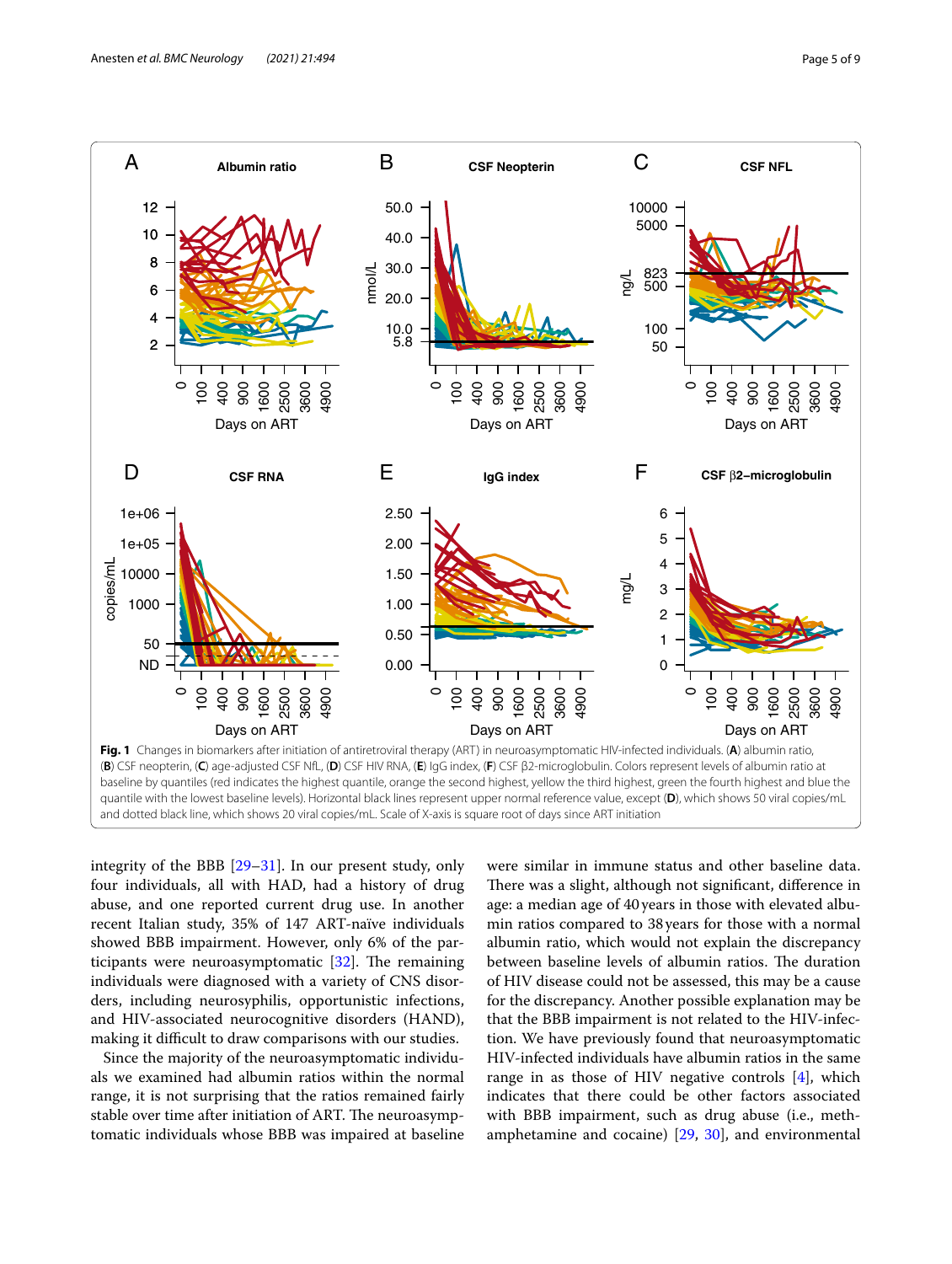**Fig. 1** Changes in biomarkers after initiation of antiretroviral therapy (ART) in neuroasymptomatic HIV-infected individuals. (**A**) albumin ratio, (**B**) CSF neopterin, (**C**) age-adjusted CSF NfL, (**D**) CSF HIV RNA, (**E**) IgG index, (**F**) CSF β2-microglobulin. Colors represent levels of albumin ratio at baseline by quantiles (red indicates the highest quantile, orange the second highest, yellow the third highest, green the fourth highest and blue the quantile with the lowest baseline levels). Horizontal black lines represent upper normal reference value, except (**D**), which shows 50 viral copies/mL and dotted black line, which shows 20 viral copies/mL. Scale of X-axis is square root of days since ART initiation

integrity of the BBB [29–31]. In our present study, only four individuals, all with HAD, had a history of drug abuse, and one reported current drug use. In another recent Italian study, 35% of 147 ART-naïve individuals showed BBB impairment. However, only 6% of the participants were neuroasymptomatic [32]. The remaining individuals were diagnosed with a variety of CNS disorders, including neurosyphilis, opportunistic infections, and HIV-associated neurocognitive disorders (HAND), making it difficult to draw comparisons with our studies.

Since the majority of the neuroasymptomatic individuals we examined had albumin ratios within the normal range, it is not surprising that the ratios remained fairly stable over time after initiation of ART. The neuroasymptomatic individuals whose BBB was impaired at baseline were similar in immune status and other baseline data. There was a slight, although not significant, difference in age: a median age of 40 years in those with elevated albumin ratios compared to 38 years for those with a normal albumin ratio, which would not explain the discrepancy between baseline levels of albumin ratios. The duration of HIV disease could not be assessed, this may be a cause for the discrepancy. Another possible explanation may be that the BBB impairment is not related to the HIV-infection. We have previously found that neuroasymptomatic HIV-infected individuals have albumin ratios in the same range in as those of HIV negative controls [4], which indicates that there could be other factors associated with BBB impairment, such as drug abuse (i.e., methamphetamine and cocaine) [29, 30], and environmental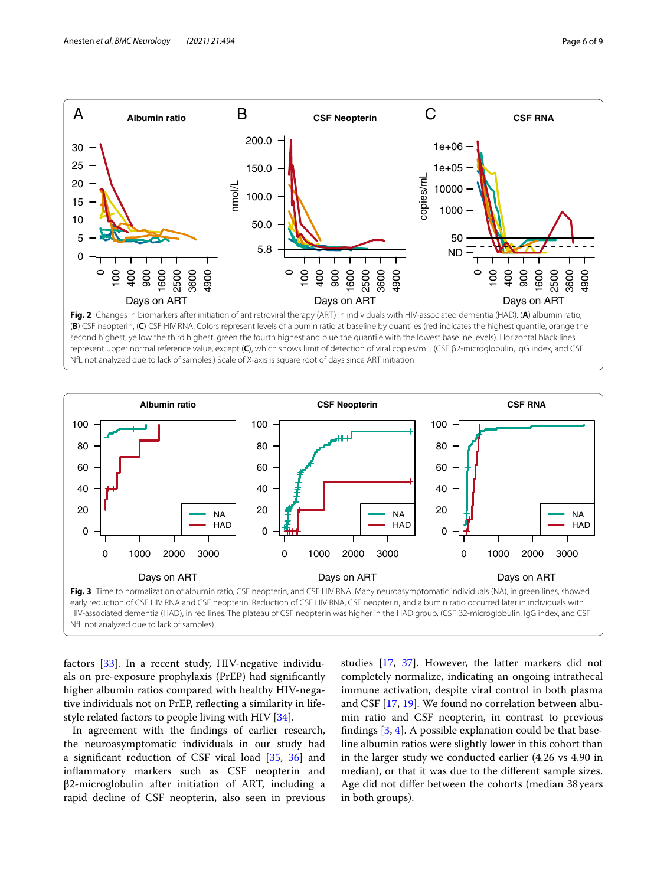**Fig. 2** Changes in biomarkers after initiation of antiretroviral therapy (ART) in individuals with HIV-associated dementia (HAD). (**A**) albumin ratio, (**B**) CSF neopterin, (**C**) CSF HIV RNA. Colors represent levels of albumin ratio at baseline by quantiles (red indicates the highest quantile, orange the second highest, yellow the third highest, green the fourth highest and blue the quantile with the lowest baseline levels). Horizontal black lines represent upper normal reference value, except (**C**), which shows limit of detection of viral copies/mL. (CSF β2-microglobulin, IgG index, and CSF NfL not analyzed due to lack of samples.) Scale of X-axis is square root of days since ART initiation

**Fig. 3** Time to normalization of albumin ratio, CSF neopterin, and CSF HIV RNA. Many neuroasymptomatic individuals (NA), in green lines, showed early reduction of CSF HIV RNA and CSF neopterin. Reduction of CSF HIV RNA, CSF neopterin, and albumin ratio occurred later in individuals with HIV-associated dementia (HAD), in red lines. The plateau of CSF neopterin was higher in the HAD group. (CSF β2-microglobulin, IgG index, and CSF NfL not analyzed due to lack of samples)

factors [33]. In a recent study, HIV-negative individuals on pre-exposure prophylaxis (PrEP) had significantly higher albumin ratios compared with healthy HIV-negative individuals not on PrEP, reflecting a similarity in lifestyle related factors to people living with HIV [34].

In agreement with the findings of earlier research, the neuroasymptomatic individuals in our study had a significant reduction of CSF viral load [35, 36] and inflammatory markers such as CSF neopterin and β2-microglobulin after initiation of ART, including a rapid decline of CSF neopterin, also seen in previous studies [17, 37]. However, the latter markers did not completely normalize, indicating an ongoing intrathecal immune activation, despite viral control in both plasma and CSF [17, 19]. We found no correlation between albumin ratio and CSF neopterin, in contrast to previous findings [3, 4]. A possible explanation could be that baseline albumin ratios were slightly lower in this cohort than in the larger study we conducted earlier (4.26 vs 4.90 in median), or that it was due to the different sample sizes. Age did not differ between the cohorts (median 38 years in both groups).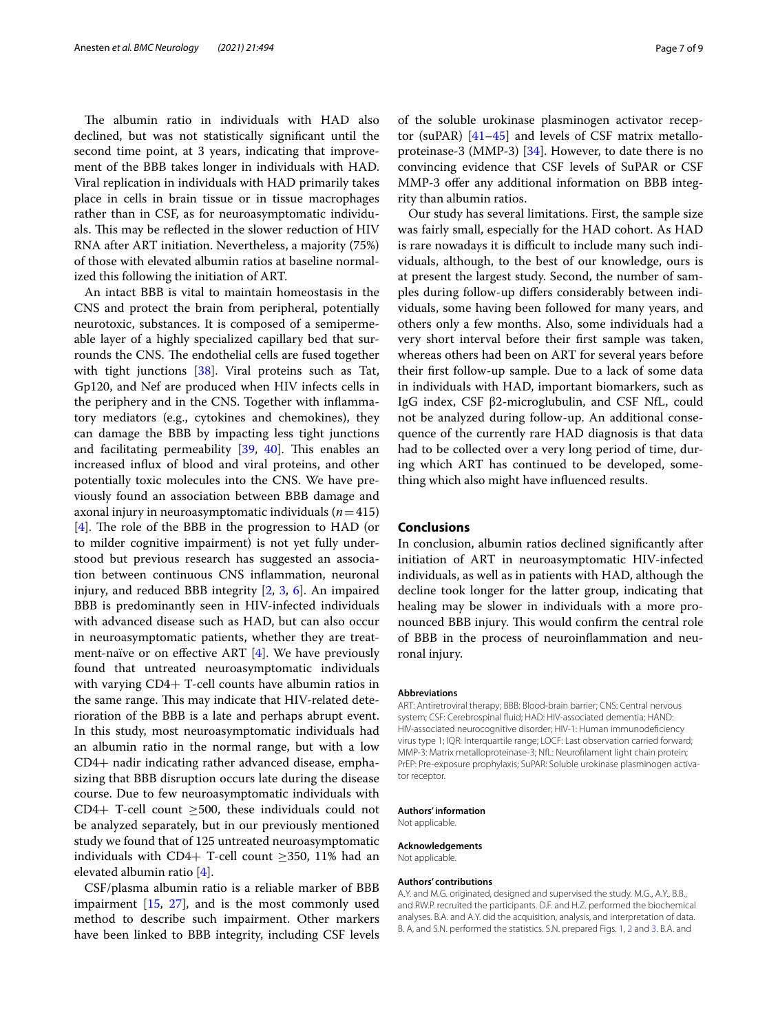The albumin ratio in individuals with HAD also declined, but was not statistically significant until the second time point, at 3 years, indicating that improvement of the BBB takes longer in individuals with HAD. Viral replication in individuals with HAD primarily takes place in cells in brain tissue or in tissue macrophages rather than in CSF, as for neuroasymptomatic individuals. This may be reflected in the slower reduction of HIV RNA after ART initiation. Nevertheless, a majority (75%) of those with elevated albumin ratios at baseline normalized this following the initiation of ART.

An intact BBB is vital to maintain homeostasis in the CNS and protect the brain from peripheral, potentially neurotoxic, substances. It is composed of a semipermeable layer of a highly specialized capillary bed that surrounds the CNS. The endothelial cells are fused together with tight junctions [38]. Viral proteins such as Tat, Gp120, and Nef are produced when HIV infects cells in the periphery and in the CNS. Together with inflammatory mediators (e.g., cytokines and chemokines), they can damage the BBB by impacting less tight junctions and facilitating permeability [39, 40]. This enables an increased influx of blood and viral proteins, and other potentially toxic molecules into the CNS. We have previously found an association between BBB damage and axonal injury in neuroasymptomatic individuals ($n = 415$) [4]. The role of the BBB in the progression to HAD (or to milder cognitive impairment) is not yet fully understood but previous research has suggested an association between continuous CNS inflammation, neuronal injury, and reduced BBB integrity [2, 3, 6]. An impaired BBB is predominantly seen in HIV-infected individuals with advanced disease such as HAD, but can also occur in neuroasymptomatic patients, whether they are treatment-naïve or on effective ART [4]. We have previously found that untreated neuroasymptomatic individuals with varying CD4+ T-cell counts have albumin ratios in the same range. This may indicate that HIV-related deterioration of the BBB is a late and perhaps abrupt event. In this study, most neuroasymptomatic individuals had an albumin ratio in the normal range, but with a low CD4+ nadir indicating rather advanced disease, emphasizing that BBB disruption occurs late during the disease course. Due to few neuroasymptomatic individuals with CD4+ T-cell count $\geq 500$, these individuals could not be analyzed separately, but in our previously mentioned study we found that of 125 untreated neuroasymptomatic individuals with CD4+ T-cell count $\geq 350$, 11% had an elevated albumin ratio [4].

CSF/plasma albumin ratio is a reliable marker of BBB impairment [15, 27], and is the most commonly used method to describe such impairment. Other markers have been linked to BBB integrity, including CSF levels of the soluble urokinase plasminogen activator receptor (suPAR) [41–45] and levels of CSF matrix metalloproteinase-3 (MMP-3) [34]. However, to date there is no convincing evidence that CSF levels of SuPAR or CSF MMP-3 offer any additional information on BBB integrity than albumin ratios.

Our study has several limitations. First, the sample size was fairly small, especially for the HAD cohort. As HAD is rare nowadays it is difficult to include many such individuals, although, to the best of our knowledge, ours is at present the largest study. Second, the number of samples during follow-up differs considerably between individuals, some having been followed for many years, and others only a few months. Also, some individuals had a very short interval before their first sample was taken, whereas others had been on ART for several years before their first follow-up sample. Due to a lack of some data in individuals with HAD, important biomarkers, such as IgG index, CSF β2-microglubulin, and CSF NfL, could not be analyzed during follow-up. An additional consequence of the currently rare HAD diagnosis is that data had to be collected over a very long period of time, during which ART has continued to be developed, something which also might have influenced results.

## Conclusions

In conclusion, albumin ratios declined significantly after initiation of ART in neuroasymptomatic HIV-infected individuals, as well as in patients with HAD, although the decline took longer for the latter group, indicating that healing may be slower in individuals with a more pronounced BBB injury. This would confirm the central role of BBB in the process of neuroinflammation and neuronal injury.

#### Abbreviations

ART: Antiretroviral therapy; BBB: Blood-brain barrier; CNS: Central nervous system; CSF: Cerebrospinal fluid; HAD: HIV-associated dementia; HAND: HIV-associated neurocognitive disorder; HIV-1: Human immunodeficiency virus type 1; IQR: Interquartile range; LOCF: Last observation carried forward; MMP-3: Matrix metalloproteinase-3; NfL: Neurofilament light chain protein; PrEP: Pre-exposure prophylaxis; SuPAR: Soluble urokinase plasminogen activator receptor.

#### Authors' information

Not applicable.

#### Acknowledgements

Not applicable.

#### Authors' contributions

A.Y. and M.G. originated, designed and supervised the study. M.G., A.Y., B.B., and RW.P. recruited the participants. D.F. and H.Z. performed the biochemical analyses. B.A. and A.Y. did the acquisition, analysis, and interpretation of data. B. A, and S.N. performed the statistics. S.N. prepared Figs. 1, 2 and 3. B.A. and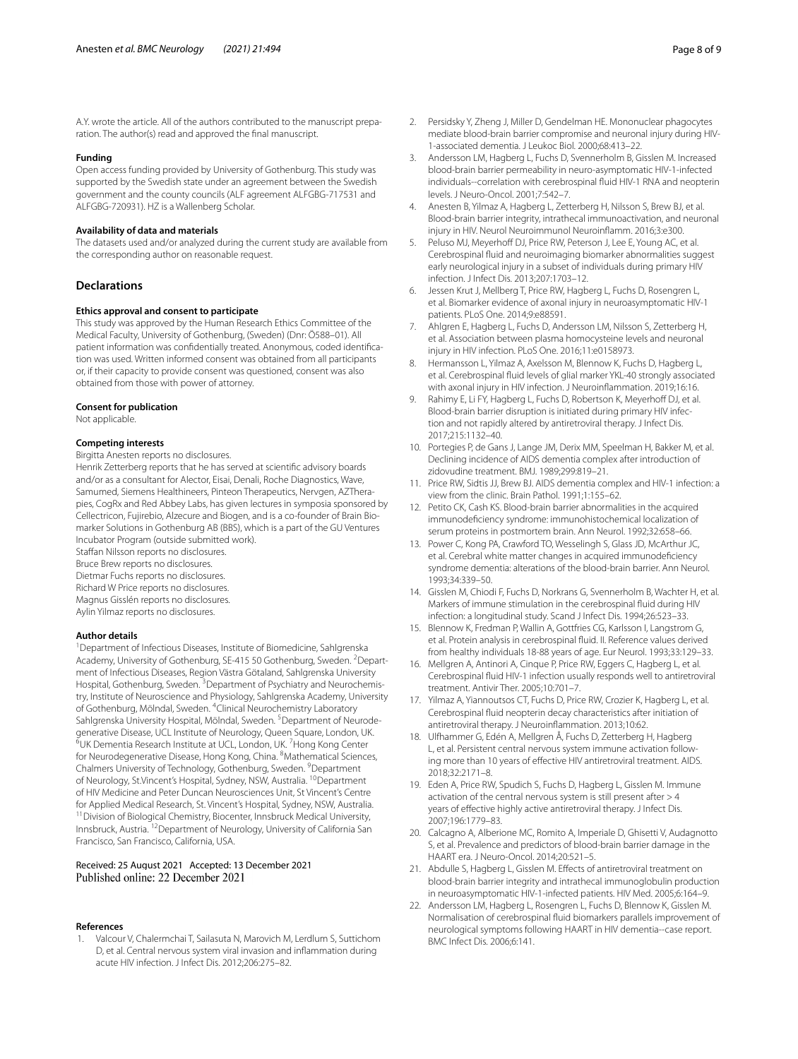A.Y. wrote the article. All of the authors contributed to the manuscript preparation. The author(s) read and approved the final manuscript.

#### Funding

Open access funding provided by University of Gothenburg. This study was supported by the Swedish state under an agreement between the Swedish government and the county councils (ALF agreement ALFGBG-717531 and ALFGBG-720931). HZ is a Wallenberg Scholar.

#### Availability of data and materials

The datasets used and/or analyzed during the current study are available from the corresponding author on reasonable request.

## Declarations

#### Ethics approval and consent to participate

This study was approved by the Human Research Ethics Committee of the Medical Faculty, University of Gothenburg, (Sweden) (Dnr: Ö588–01). All patient information was confidentially treated. Anonymous, coded identification was used. Written informed consent was obtained from all participants or, if their capacity to provide consent was questioned, consent was also obtained from those with power of attorney.

#### Consent for publication

Not applicable.

#### Competing interests

Birgitta Anesten reports no disclosures.

Henrik Zetterberg reports that he has served at scientific advisory boards and/or as a consultant for Alector, Eisai, Denali, Roche Diagnostics, Wave, Samumed, Siemens Healthineers, Pinteon Therapeutics, Nervgen, AZTherapies, CogRx and Red Abbey Labs, has given lectures in symposia sponsored by Cellectricon, Fujirebio, Alzecure and Biogen, and is a co-founder of Brain Biomarker Solutions in Gothenburg AB (BBS), which is a part of the GU Ventures Incubator Program (outside submitted work).

Staffan Nilsson reports no disclosures.

Bruce Brew reports no disclosures.

Dietmar Fuchs reports no disclosures.

Richard W Price reports no disclosures.

Magnus Gisslén reports no disclosures.

Aylin Yilmaz reports no disclosures.

#### Author details

[1]Department of Infectious Diseases, Institute of Biomedicine, Sahlgrenska Academy, University of Gothenburg, SE-415 50 Gothenburg, Sweden. [2]Department of Infectious Diseases, Region Västra Götaland, Sahlgrenska University Hospital, Gothenburg, Sweden. [3]Department of Psychiatry and Neurochemistry, Institute of Neuroscience and Physiology, Sahlgrenska Academy, University of Gothenburg, Mölndal, Sweden. [4]Clinical Neurochemistry Laboratory Sahlgrenska University Hospital, Mölndal, Sweden. [5]Department of Neurodegenerative Disease, UCL Institute of Neurology, Queen Square, London, UK. [6]UK Dementia Research Institute at UCL, London, UK. [7]Hong Kong Center for Neurodegenerative Disease, Hong Kong, China. [8]Mathematical Sciences, Chalmers University of Technology, Gothenburg, Sweden. [9]Department of Neurology, St.Vincent's Hospital, Sydney, NSW, Australia. [10]Department of HIV Medicine and Peter Duncan Neurosciences Unit, St Vincent's Centre for Applied Medical Research, St. Vincent's Hospital, Sydney, NSW, Australia. [11]Division of Biological Chemistry, Biocenter, Innsbruck Medical University, Innsbruck, Austria. [12]Department of Neurology, University of California San Francisco, San Francisco, California, USA.

Received: 25 August 2021 Accepted: 13 December 2021
Published online: 22 December 2021

#### References

1. Valcour V, Chalermchai T, Sailasuta N, Marovich M, Lerdlum S, Suttichom D, et al. Central nervous system viral invasion and inflammation during acute HIV infection. J Infect Dis. 2012;206:275–82.
2. Persidsky Y, Zheng J, Miller D, Gendelman HE. Mononuclear phagocytes mediate blood-brain barrier compromise and neuronal injury during HIV-1-associated dementia. J Leukoc Biol. 2000;68:413–22.
3. Andersson LM, Hagberg L, Fuchs D, Svennerholm B, Gisslen M. Increased blood-brain barrier permeability in neuro-asymptomatic HIV-1-infected individuals--correlation with cerebrospinal fluid HIV-1 RNA and neopterin levels. J Neuro-Oncol. 2001;7:542–7.
4. Anesten B, Yilmaz A, Hagberg L, Zetterberg H, Nilsson S, Brew BJ, et al. Blood-brain barrier integrity, intrathecal immunoactivation, and neuronal injury in HIV. Neurol Neuroimmunol Neuroinflamm. 2016;3:e300.
5. Peluso MJ, Meyerhoff DJ, Price RW, Peterson J, Lee E, Young AC, et al. Cerebrospinal fluid and neuroimaging biomarker abnormalities suggest early neurological injury in a subset of individuals during primary HIV infection. J Infect Dis. 2013;207:1703–12.
6. Jessen Krut J, Mellberg T, Price RW, Hagberg L, Fuchs D, Rosengren L, et al. Biomarker evidence of axonal injury in neuroasymptomatic HIV-1 patients. PLoS One. 2014;9:e88591.
7. Ahlgren E, Hagberg L, Fuchs D, Andersson LM, Nilsson S, Zetterberg H, et al. Association between plasma homocysteine levels and neuronal injury in HIV infection. PLoS One. 2016;11:e0158973.
8. Hermansson L, Yilmaz A, Axelsson M, Blennow K, Fuchs D, Hagberg L, et al. Cerebrospinal fluid levels of glial marker YKL-40 strongly associated with axonal injury in HIV infection. J Neuroinflammation. 2019;16:16.
9. Rahimy E, Li FY, Hagberg L, Fuchs D, Robertson K, Meyerhoff DJ, et al. Blood-brain barrier disruption is initiated during primary HIV infection and not rapidly altered by antiretroviral therapy. J Infect Dis. 2017;215:1132–40.
10. Portegies P, de Gans J, Lange JM, Derix MM, Speelman H, Bakker M, et al. Declining incidence of AIDS dementia complex after introduction of zidovudine treatment. BMJ. 1989;299:819–21.
11. Price RW, Sidtis JJ, Brew BJ. AIDS dementia complex and HIV-1 infection: a view from the clinic. Brain Pathol. 1991;1:155–62.
12. Petito CK, Cash KS. Blood-brain barrier abnormalities in the acquired immunodeficiency syndrome: immunohistochemical localization of serum proteins in postmortem brain. Ann Neurol. 1992;32:658–66.
13. Power C, Kong PA, Crawford TO, Wesselingh S, Glass JD, McArthur JC, et al. Cerebral white matter changes in acquired immunodeficiency syndrome dementia: alterations of the blood-brain barrier. Ann Neurol. 1993;34:339–50.
14. Gisslen M, Chiodi F, Fuchs D, Norkrans G, Svennerholm B, Wachter H, et al. Markers of immune stimulation in the cerebrospinal fluid during HIV infection: a longitudinal study. Scand J Infect Dis. 1994;26:523–33.
15. Blennow K, Fredman P, Wallin A, Gottfries CG, Karlsson I, Langstrom G, et al. Protein analysis in cerebrospinal fluid. II. Reference values derived from healthy individuals 18-88 years of age. Eur Neurol. 1993;33:129–33.
16. Mellgren A, Antinori A, Cinque P, Price RW, Eggers C, Hagberg L, et al. Cerebrospinal fluid HIV-1 infection usually responds well to antiretroviral treatment. Antivir Ther. 2005;10:701–7.
17. Yilmaz A, Yiannoutsos CT, Fuchs D, Price RW, Crozier K, Hagberg L, et al. Cerebrospinal fluid neopterin decay characteristics after initiation of antiretroviral therapy. J Neuroinflammation. 2013;10:62.
18. Ulfhammer G, Edén A, Mellgren Å, Fuchs D, Zetterberg H, Hagberg L, et al. Persistent central nervous system immune activation following more than 10 years of effective HIV antiretroviral treatment. AIDS. 2018;32:2171–8.
19. Eden A, Price RW, Spudich S, Fuchs D, Hagberg L, Gisslen M. Immune activation of the central nervous system is still present after > 4 years of effective highly active antiretroviral therapy. J Infect Dis. 2007;196:1779–83.
20. Calcagno A, Alberione MC, Romito A, Imperiale D, Ghisetti V, Audagnotto S, et al. Prevalence and predictors of blood-brain barrier damage in the HAART era. J Neuro-Oncol. 2014;20:521–5.
21. Abdulle S, Hagberg L, Gisslen M. Effects of antiretroviral treatment on blood-brain barrier integrity and intrathecal immunoglobulin production in neuroasymptomatic HIV-1-infected patients. HIV Med. 2005;6:164–9.
22. Andersson LM, Hagberg L, Rosengren L, Fuchs D, Blennow K, Gisslen M. Normalisation of cerebrospinal fluid biomarkers parallels improvement of neurological symptoms following HAART in HIV dementia--case report. BMC Infect Dis. 2006;6:141.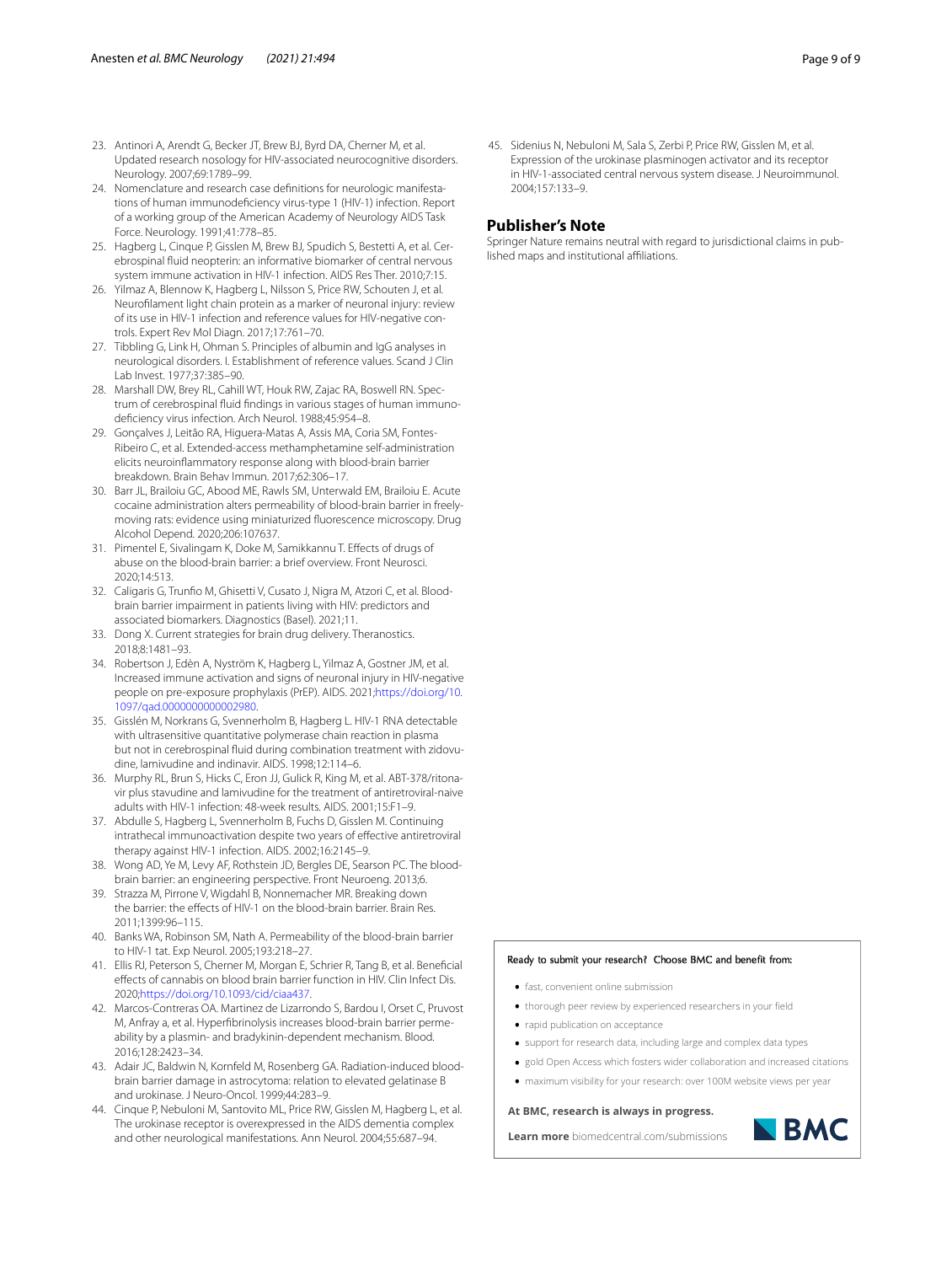23. Antinori A, Arendt G, Becker JT, Brew BJ, Byrd DA, Cherner M, et al. Updated research nosology for HIV-associated neurocognitive disorders. Neurology. 2007;69:1789–99.
24. Nomenclature and research case definitions for neurologic manifestations of human immunodeficiency virus-type 1 (HIV-1) infection. Report of a working group of the American Academy of Neurology AIDS Task Force. Neurology. 1991;41:778–85.
25. Hagberg L, Cinque P, Gisslen M, Brew BJ, Spudich S, Bestetti A, et al. Cerebrospinal fluid neopterin: an informative biomarker of central nervous system immune activation in HIV-1 infection. AIDS Res Ther. 2010;7:15.
26. Yilmaz A, Blennow K, Hagberg L, Nilsson S, Price RW, Schouten J, et al. Neurofilament light chain protein as a marker of neuronal injury: review of its use in HIV-1 infection and reference values for HIV-negative controls. Expert Rev Mol Diagn. 2017;17:761–70.
27. Tibbling G, Link H, Ohman S. Principles of albumin and IgG analyses in neurological disorders. I. Establishment of reference values. Scand J Clin Lab Invest. 1977;37:385–90.
28. Marshall DW, Brey RL, Cahill WT, Houk RW, Zajac RA, Boswell RN. Spectrum of cerebrospinal fluid findings in various stages of human immunodeficiency virus infection. Arch Neurol. 1988;45:954–8.
29. Gonçalves J, Leitão RA, Higuera-Matas A, Assis MA, Coria SM, Fontes-Ribeiro C, et al. Extended-access methamphetamine self-administration elicits neuroinflammatory response along with blood-brain barrier breakdown. Brain Behav Immun. 2017;62:306–17.
30. Barr JL, Brailoiu GC, Abood ME, Rawls SM, Unterwald EM, Brailoiu E. Acute cocaine administration alters permeability of blood-brain barrier in freely-moving rats: evidence using miniaturized fluorescence microscopy. Drug Alcohol Depend. 2020;206:107637.
31. Pimentel E, Sivalingam K, Doke M, Samikkannu T. Effects of drugs of abuse on the blood-brain barrier: a brief overview. Front Neurosci. 2020;14:513.
32. Caligaris G, Trunfio M, Ghisetti V, Cusato J, Nigra M, Atzori C, et al. Blood-brain barrier impairment in patients living with HIV: predictors and associated biomarkers. Diagnostics (Basel). 2021;11.
33. Dong X. Current strategies for brain drug delivery. Theranostics. 2018;8:1481–93.
34. Robertson J, Edèn A, Nyström K, Hagberg L, Yilmaz A, Gostner JM, et al. Increased immune activation and signs of neuronal injury in HIV-negative people on pre-exposure prophylaxis (PrEP). AIDS. 2021;https://doi.org/10.1097/qad.0000000000002980.
35. Gisslén M, Norkrans G, Svennerholm B, Hagberg L. HIV-1 RNA detectable with ultrasensitive quantitative polymerase chain reaction in plasma but not in cerebrospinal fluid during combination treatment with zidovudine, lamivudine and indinavir. AIDS. 1998;12:114–6.
36. Murphy RL, Brun S, Hicks C, Eron JJ, Gulick R, King M, et al. ABT-378/ritonavir plus stavudine and lamivudine for the treatment of antiretroviral-naive adults with HIV-1 infection: 48-week results. AIDS. 2001;15:F1–9.
37. Abdulle S, Hagberg L, Svennerholm B, Fuchs D, Gisslen M. Continuing intrathecal immunoactivation despite two years of effective antiretroviral therapy against HIV-1 infection. AIDS. 2002;16:2145–9.
38. Wong AD, Ye M, Levy AF, Rothstein JD, Bergles DE, Searson PC. The blood-brain barrier: an engineering perspective. Front Neuroeng. 2013;6.
39. Strazza M, Pirrone V, Wigdahl B, Nonnemacher MR. Breaking down the barrier: the effects of HIV-1 on the blood-brain barrier. Brain Res. 2011;1399:96–115.
40. Banks WA, Robinson SM, Nath A. Permeability of the blood-brain barrier to HIV-1 tat. Exp Neurol. 2005;193:218–27.
41. Ellis RJ, Peterson S, Cherner M, Morgan E, Schrier R, Tang B, et al. Beneficial effects of cannabis on blood brain barrier function in HIV. Clin Infect Dis. 2020;https://doi.org/10.1093/cid/ciaa437.
42. Marcos-Contreras OA. Martinez de Lizarrondo S, Bardou I, Orset C, Pruvost M, Anfray a, et al. Hyperfibrinolysis increases blood-brain barrier permeability by a plasmin- and bradykinin-dependent mechanism. Blood. 2016;128:2423–34.
43. Adair JC, Baldwin N, Kornfeld M, Rosenberg GA. Radiation-induced blood-brain barrier damage in astrocytoma: relation to elevated gelatinase B and urokinase. J Neuro-Oncol. 1999;44:283–9.
44. Cinque P, Nebuloni M, Santovito ML, Price RW, Gisslen M, Hagberg L, et al. The urokinase receptor is overexpressed in the AIDS dementia complex and other neurological manifestations. Ann Neurol. 2004;55:687–94.
45. Sidenius N, Nebuloni M, Sala S, Zerbi P, Price RW, Gisslen M, et al. Expression of the urokinase plasminogen activator and its receptor in HIV-1-associated central nervous system disease. J Neuroimmunol. 2004;157:133–9.

## Publisher's Note

Springer Nature remains neutral with regard to jurisdictional claims in published maps and institutional affiliations.

Ready to submit your research? Choose BMC and benefit from:

- fast, convenient online submission
- thorough peer review by experienced researchers in your field
- rapid publication on acceptance
- support for research data, including large and complex data types
- gold Open Access which fosters wider collaboration and increased citations
- maximum visibility for your research: over 100M website views per year

**At BMC, research is always in progress.**

**Learn more** biomedcentral.com/submissions

BMC